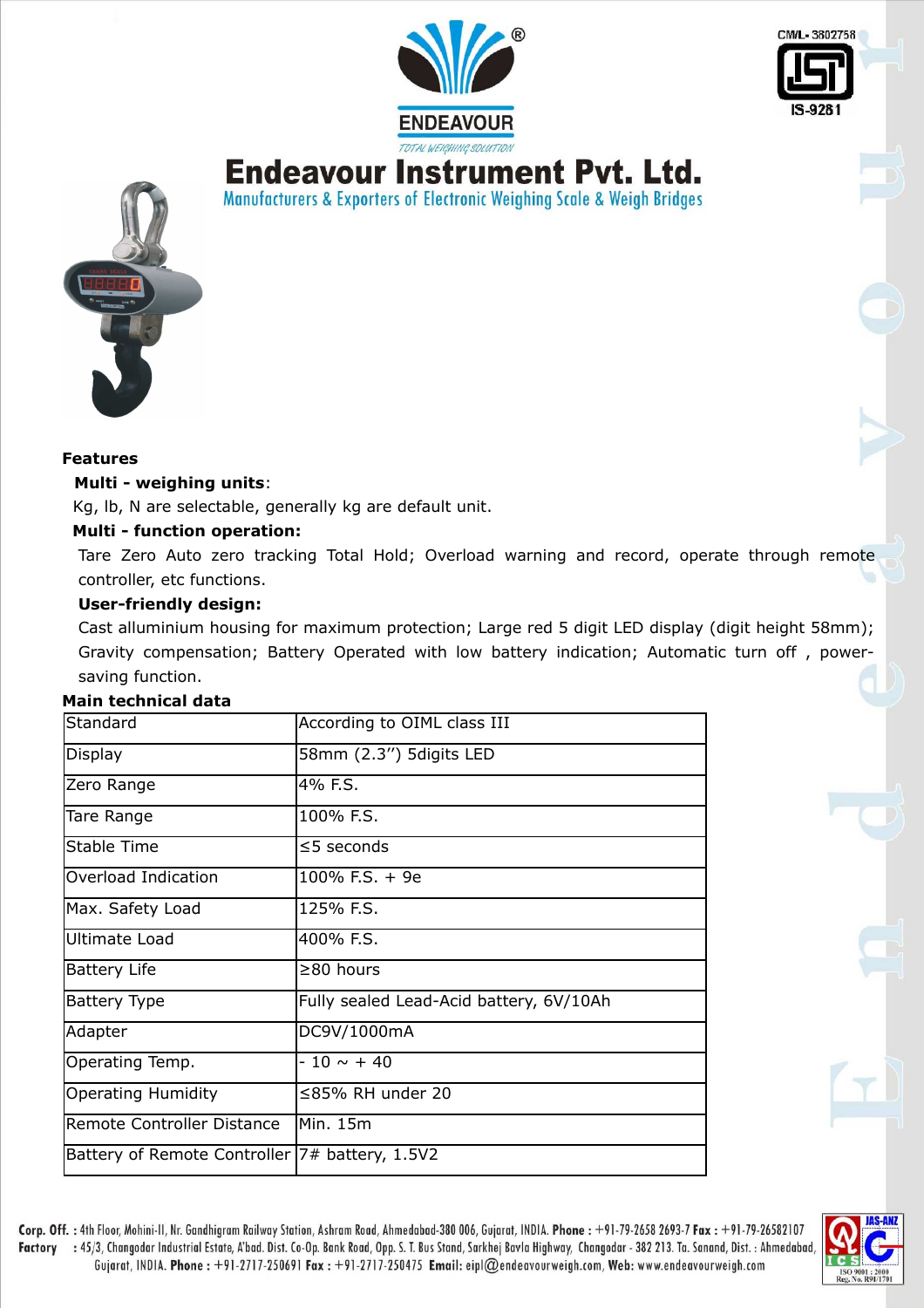ENDEAVOUR

*TOTAL WEIGHING SOLUTION*

CM/L-3802758

IS-9281

# Endeavour Instrument Pvt. Ltd.

Manufacturers & Exporters of Electronic Weighing Scale & Weigh Bridges

**Features**

**Multi - weighing units**:

Kg, lb, N are selectable, generally kg are default unit.

**Multi - function operation:**

Tare Zero Auto zero tracking Total Hold; Overload warning and record, operate through remote controller, etc functions.

**User-friendly design:**

Cast alluminium housing for maximum protection; Large red 5 digit LED display (digit height 58mm); Gravity compensation; Battery Operated with low battery indication; Automatic turn off , power-saving function.

**Main technical data**

| Standard | According to OIML class III |
|---|---|
| Display | 58mm (2.3'') 5digits LED |
| Zero Range | 4% F.S. |
| Tare Range | 100% F.S. |
| Stable Time | ≤5 seconds |
| Overload Indication | 100% F.S. + 9e |
| Max. Safety Load | 125% F.S. |
| Ultimate Load | 400% F.S. |
| Battery Life | ≥80 hours |
| Battery Type | Fully sealed Lead-Acid battery, 6V/10Ah |
| Adapter | DC9V/1000mA |
| Operating Temp. | - 10 ~ + 40 |
| Operating Humidity | ≤85% RH under 20 |
| Remote Controller Distance | Min. 15m |
| Battery of Remote Controller | 7# battery, 1.5V2 |

**Corp. Off.** : 4th Floor, Mohini-II, Nr. Gandhigram Railway Station, Ashram Road, Ahmedabad-380 006, Gujarat, INDIA. **Phone** : +91-79-2658 2693-7 **Fax** : +91-79-26582107

**Factory** : 45/3, Changodar Industrial Estate, A'bad. Dist. Co-Op. Bank Road, Opp. S. T. Bus Stand, Sarkhej Bavla Highway, Changodar - 382 213. Ta. Sanand, Dist. : Ahmedabad, Gujarat, INDIA. **Phone** : +91-2717-250691 **Fax** : +91-2717-250475 **Email**: eipl@endeavourweigh.com, **Web**: www.endeavourweigh.com

JAS-ANZ ICS ISO 9001 : 2000 Reg. No. R91/1701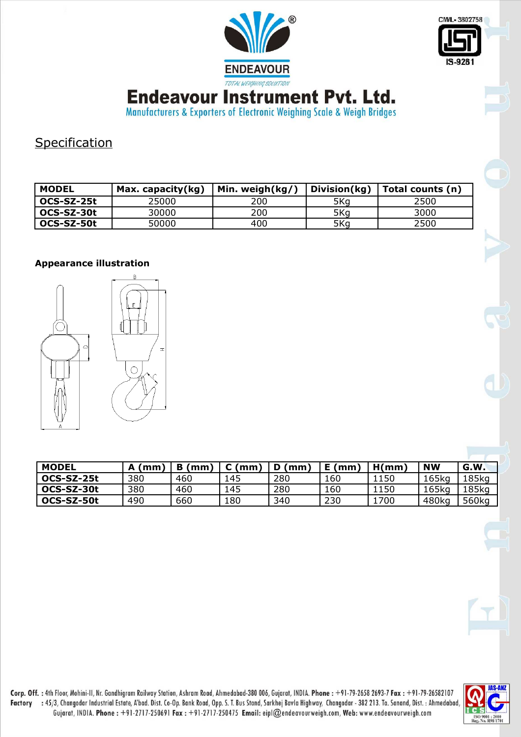# Endeavour Instrument Pvt. Ltd.

Manufacturers & Exporters of Electronic Weighing Scale & Weigh Bridges

## Specification

| MODEL | Max. capacity(kg) | Min. weigh(kg/) | Division(kg) | Total counts (n) |
|---|---|---|---|---|
| **OCS-SZ-25t** | 25000 | 200 | 5Kg | 2500 |
| **OCS-SZ-30t** | 30000 | 200 | 5Kg | 3000 |
| **OCS-SZ-50t** | 50000 | 400 | 5Kg | 2500 |

**Appearance illustration**

| MODEL | A (mm) | B (mm) | C (mm) | D (mm) | E (mm) | H(mm) | NW | G.W. |
|---|---|---|---|---|---|---|---|---|
| **OCS-SZ-25t** | 380 | 460 | 145 | 280 | 160 | 1150 | 165kg | 185kg |
| **OCS-SZ-30t** | 380 | 460 | 145 | 280 | 160 | 1150 | 165kg | 185kg |
| **OCS-SZ-50t** | 490 | 660 | 180 | 340 | 230 | 1700 | 480kg | 560kg |

**Corp. Off.** : 4th Floor, Mohini-II, Nr. Gandhigram Railway Station, Ashram Road, Ahmedabad-380 006, Gujarat, INDIA. **Phone** : +91-79-2658 2693-7 **Fax** : +91-79-26582107
**Factory** : 45/3, Changodar Industrial Estate, A'bad. Dist. Co-Op. Bank Road, Opp. S. T. Bus Stand, Sarkhej Bavla Highway, Changodar - 382 213. Ta. Sanand, Dist. : Ahmedabad, Gujarat, INDIA. **Phone** : +91-2717-250691 **Fax** : +91-2717-250475 **Email:** eipl@endeavourweigh.com, **Web:** www.endeavourweigh.com